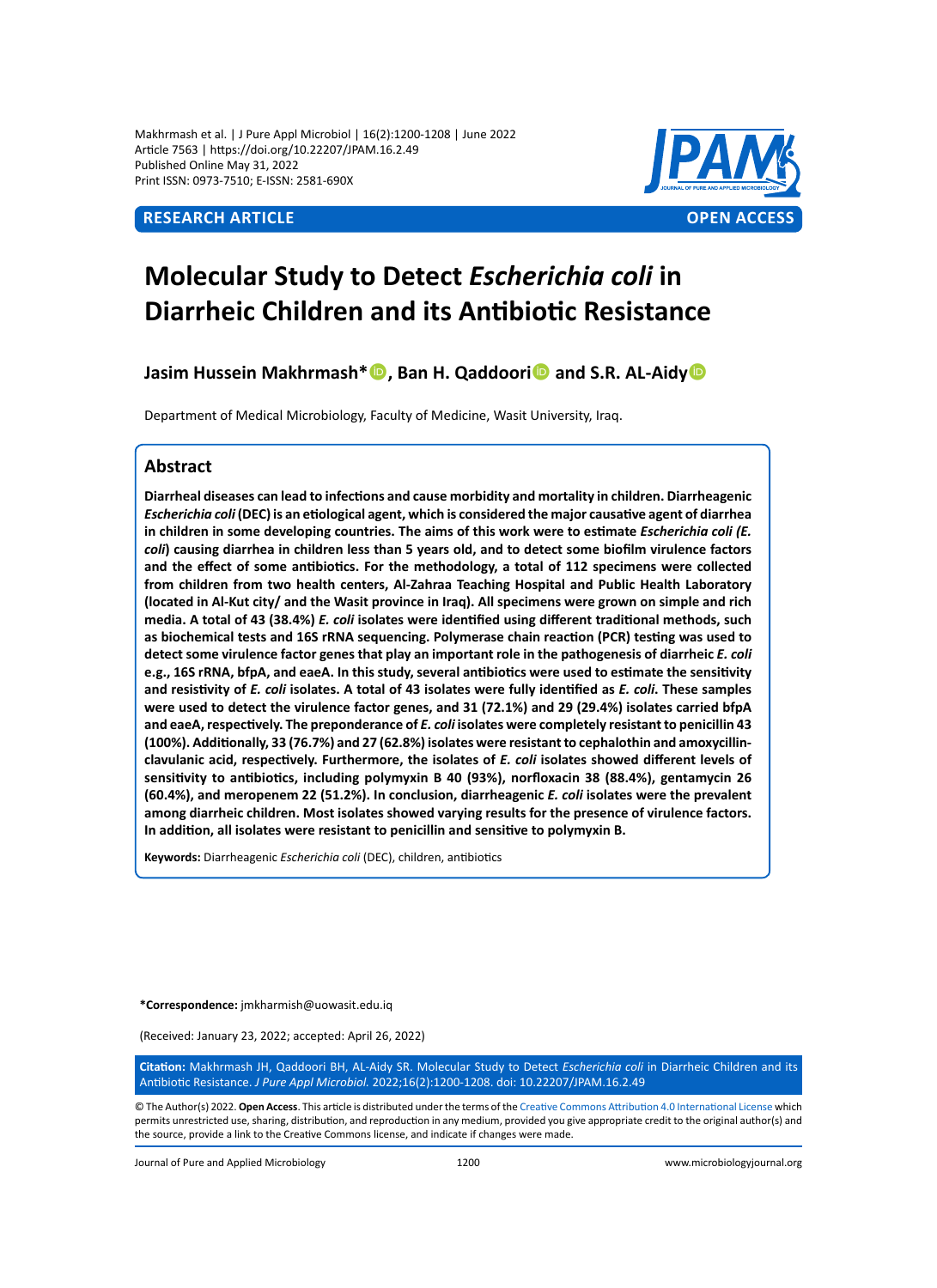**RESEARCH ARTICLE** **OPEN ACCESS**

# Molecular Study to Detect *Escherichia coli* in Diarrheic Children and its Antibiotic Resistance

**Jasim Hussein Makhrmash*, Ban H. Qaddoori and S.R. AL-Aidy**

Department of Medical Microbiology, Faculty of Medicine, Wasit University, Iraq.

## Abstract

**Diarrheal diseases can lead to infections and cause morbidity and mortality in children. Diarrheagenic *Escherichia coli* (DEC) is an etiological agent, which is considered the major causative agent of diarrhea in children in some developing countries. The aims of this work were to estimate *Escherichia coli (E. coli)* causing diarrhea in children less than 5 years old, and to detect some biofilm virulence factors and the effect of some antibiotics. For the methodology, a total of 112 specimens were collected from children from two health centers, Al-Zahraa Teaching Hospital and Public Health Laboratory (located in Al-Kut city/ and the Wasit province in Iraq). All specimens were grown on simple and rich media. A total of 43 (38.4%) *E. coli* isolates were identified using different traditional methods, such as biochemical tests and 16S rRNA sequencing. Polymerase chain reaction (PCR) testing was used to detect some virulence factor genes that play an important role in the pathogenesis of diarrheic *E. coli* e.g., 16S rRNA, bfpA, and eaeA. In this study, several antibiotics were used to estimate the sensitivity and resistivity of *E. coli* isolates. A total of 43 isolates were fully identified as *E. coli*. These samples were used to detect the virulence factor genes, and 31 (72.1%) and 29 (29.4%) isolates carried bfpA and eaeA, respectively. The preponderance of *E. coli* isolates were completely resistant to penicillin 43 (100%). Additionally, 33 (76.7%) and 27 (62.8%) isolates were resistant to cephalothin and amoxycillin-clavulanic acid, respectively. Furthermore, the isolates of *E. coli* isolates showed different levels of sensitivity to antibiotics, including polymyxin B 40 (93%), norfloxacin 38 (88.4%), gentamycin 26 (60.4%), and meropenem 22 (51.2%). In conclusion, diarrheagenic *E. coli* isolates were the prevalent among diarrheic children. Most isolates showed varying results for the presence of virulence factors. In addition, all isolates were resistant to penicillin and sensitive to polymyxin B.**

**Keywords:** Diarrheagenic *Escherichia coli* (DEC), children, antibiotics

**\*Correspondence:** jmkharmish@uowasit.edu.iq

(Received: January 23, 2022; accepted: April 26, 2022)

**Citation:** Makhrmash JH, Qaddoori BH, AL-Aidy SR. Molecular Study to Detect *Escherichia coli* in Diarrheic Children and its Antibiotic Resistance. *J Pure Appl Microbiol.* 2022;16(2):1200-1208. doi: 10.22207/JPAM.16.2.49

© The Author(s) 2022. **Open Access**. This article is distributed under the terms of the Creative Commons Attribution 4.0 International License which permits unrestricted use, sharing, distribution, and reproduction in any medium, provided you give appropriate credit to the original author(s) and the source, provide a link to the Creative Commons license, and indicate if changes were made.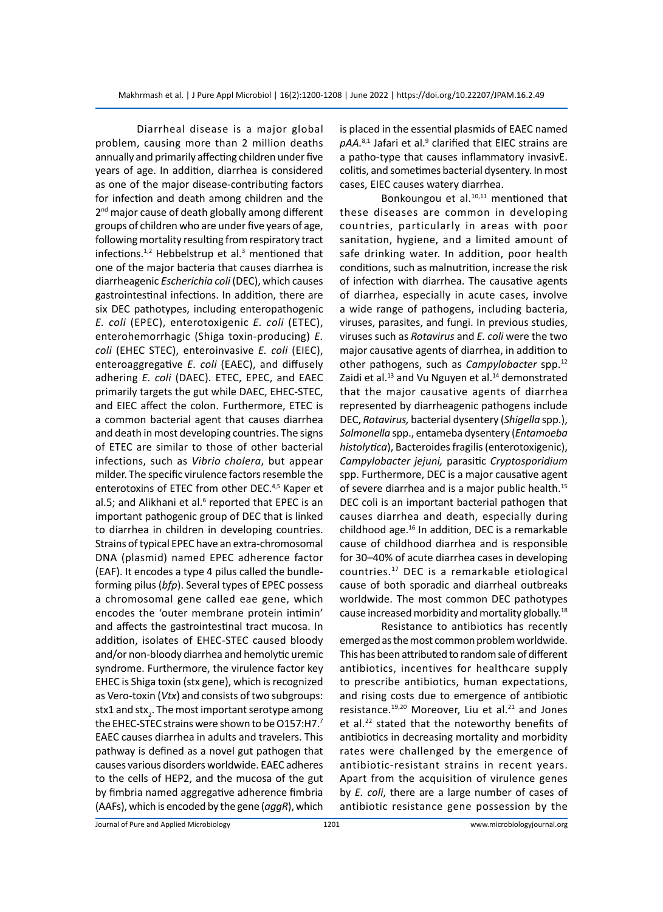Diarrheal disease is a major global problem, causing more than 2 million deaths annually and primarily affecting children under five years of age. In addition, diarrhea is considered as one of the major disease-contributing factors for infection and death among children and the 2nd major cause of death globally among different groups of children who are under five years of age, following mortality resulting from respiratory tract infections.[1,2] Hebbelstrup et al.[3] mentioned that one of the major bacteria that causes diarrhea is diarrheagenic *Escherichia coli* (DEC), which causes gastrointestinal infections. In addition, there are six DEC pathotypes, including enteropathogenic *E. coli* (EPEC), enterotoxigenic *E. coli* (ETEC), enterohemorrhagic (Shiga toxin-producing) *E. coli* (EHEC STEC), enteroinvasive *E. coli* (EIEC), enteroaggregative *E. coli* (EAEC), and diffusely adhering *E. coli* (DAEC). ETEC, EPEC, and EAEC primarily targets the gut while DAEC, EHEC-STEC, and EIEC affect the colon. Furthermore, ETEC is a common bacterial agent that causes diarrhea and death in most developing countries. The signs of ETEC are similar to those of other bacterial infections, such as *Vibrio cholera*, but appear milder. The specific virulence factors resemble the enterotoxins of ETEC from other DEC.[4,5] Kaper et al.5; and Alikhani et al.[6] reported that EPEC is an important pathogenic group of DEC that is linked to diarrhea in children in developing countries. Strains of typical EPEC have an extra-chromosomal DNA (plasmid) named EPEC adherence factor (EAF). It encodes a type 4 pilus called the bundle-forming pilus (*bfp*). Several types of EPEC possess a chromosomal gene called eae gene, which encodes the 'outer membrane protein intimin' and affects the gastrointestinal tract mucosa. In addition, isolates of EHEC-STEC caused bloody and/or non-bloody diarrhea and hemolytic uremic syndrome. Furthermore, the virulence factor key EHEC is Shiga toxin (stx gene), which is recognized as Vero-toxin (*Vtx*) and consists of two subgroups: stx1 and $stx_2$. The most important serotype among the EHEC-STEC strains were shown to be O157:H7.[7] EAEC causes diarrhea in adults and travelers. This pathway is defined as a novel gut pathogen that causes various disorders worldwide. EAEC adheres to the cells of HEP2, and the mucosa of the gut by fimbria named aggregative adherence fimbria (AAFs), which is encoded by the gene (*aggR*), which is placed in the essential plasmids of EAEC named *pAA*.[8,1] Jafari et al.[9] clarified that EIEC strains are a patho-type that causes inflammatory invasivE. colitis, and sometimes bacterial dysentery. In most cases, EIEC causes watery diarrhea.

Bonkoungou et al.[10,11] mentioned that these diseases are common in developing countries, particularly in areas with poor sanitation, hygiene, and a limited amount of safe drinking water. In addition, poor health conditions, such as malnutrition, increase the risk of infection with diarrhea. The causative agents of diarrhea, especially in acute cases, involve a wide range of pathogens, including bacteria, viruses, parasites, and fungi. In previous studies, viruses such as *Rotavirus* and *E. coli* were the two major causative agents of diarrhea, in addition to other pathogens, such as *Campylobacter* spp.[12] Zaidi et al.[13] and Vu Nguyen et al.[14] demonstrated that the major causative agents of diarrhea represented by diarrheagenic pathogens include DEC, *Rotavirus,* bacterial dysentery (*Shigella* spp.), *Salmonella* spp., entameba dysentery (*Entamoeba histolytica*), Bacteroides fragilis (enterotoxigenic), *Campylobacter jejuni,* parasitic *Cryptosporidium* spp. Furthermore, DEC is a major causative agent of severe diarrhea and is a major public health.[15] DEC coli is an important bacterial pathogen that causes diarrhea and death, especially during childhood age.[16] In addition, DEC is a remarkable cause of childhood diarrhea and is responsible for 30–40% of acute diarrhea cases in developing countries.[17] DEC is a remarkable etiological cause of both sporadic and diarrheal outbreaks worldwide. The most common DEC pathotypes cause increased morbidity and mortality globally.[18]

Resistance to antibiotics has recently emerged as the most common problem worldwide. This has been attributed to random sale of different antibiotics, incentives for healthcare supply to prescribe antibiotics, human expectations, and rising costs due to emergence of antibiotic resistance.[19,20] Moreover, Liu et al.[21] and Jones et al.[22] stated that the noteworthy benefits of antibiotics in decreasing mortality and morbidity rates were challenged by the emergence of antibiotic-resistant strains in recent years. Apart from the acquisition of virulence genes by *E. coli*, there are a large number of cases of antibiotic resistance gene possession by the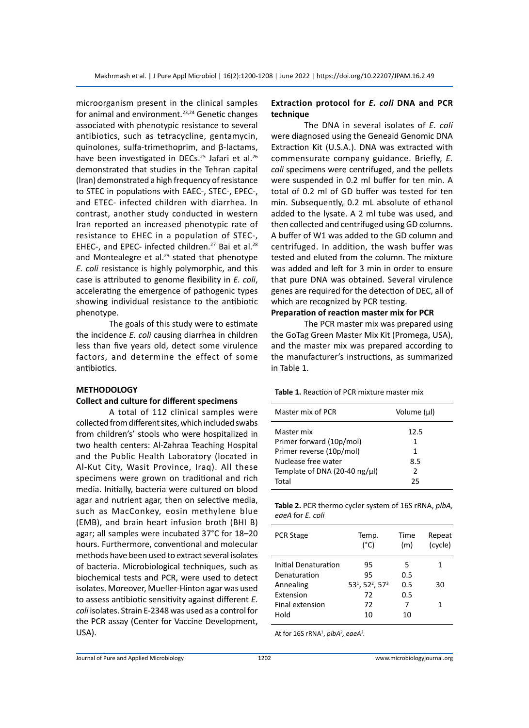microorganism present in the clinical samples for animal and environment.[23,24] Genetic changes associated with phenotypic resistance to several antibiotics, such as tetracycline, gentamycin, quinolones, sulfa-trimethoprim, and β-lactams, have been investigated in DECs.[25] Jafari et al.[26] demonstrated that studies in the Tehran capital (Iran) demonstrated a high frequency of resistance to STEC in populations with EAEC-, STEC-, EPEC-, and ETEC- infected children with diarrhea. In contrast, another study conducted in western Iran reported an increased phenotypic rate of resistance to EHEC in a population of STEC-, EHEC-, and EPEC- infected children.[27] Bai et al.[28] and Montealegre et al.[29] stated that phenotype *E. coli* resistance is highly polymorphic, and this case is attributed to genome flexibility in *E. coli*, accelerating the emergence of pathogenic types showing individual resistance to the antibiotic phenotype.

The goals of this study were to estimate the incidence *E. coli* causing diarrhea in children less than five years old, detect some virulence factors, and determine the effect of some antibiotics.

## METHODOLOGY

### Collect and culture for different specimens

A total of 112 clinical samples were collected from different sites, which included swabs from children's' stools who were hospitalized in two health centers: Al-Zahraa Teaching Hospital and the Public Health Laboratory (located in Al-Kut City, Wasit Province, Iraq). All these specimens were grown on traditional and rich media. Initially, bacteria were cultured on blood agar and nutrient agar, then on selective media, such as MacConkey, eosin methylene blue (EMB), and brain heart infusion broth (BHI B) agar; all samples were incubated 37°C for 18–20 hours. Furthermore, conventional and molecular methods have been used to extract several isolates of bacteria. Microbiological techniques, such as biochemical tests and PCR, were used to detect isolates. Moreover, Mueller-Hinton agar was used to assess antibiotic sensitivity against different *E. coli* isolates. Strain E-2348 was used as a control for the PCR assay (Center for Vaccine Development, USA).

### Extraction protocol for *E. coli* DNA and PCR technique

The DNA in several isolates of *E. coli* were diagnosed using the Geneaid Genomic DNA Extraction Kit (U.S.A.). DNA was extracted with commensurate company guidance. Briefly, *E. coli* specimens were centrifuged, and the pellets were suspended in 0.2 ml buffer for ten min. A total of 0.2 ml of GD buffer was tested for ten min. Subsequently, 0.2 mL absolute of ethanol added to the lysate. A 2 ml tube was used, and then collected and centrifuged using GD columns. A buffer of W1 was added to the GD column and centrifuged. In addition, the wash buffer was tested and eluted from the column. The mixture was added and left for 3 min in order to ensure that pure DNA was obtained. Several virulence genes are required for the detection of DEC, all of which are recognized by PCR testing.

### Preparation of reaction master mix for PCR

The PCR master mix was prepared using the GoTag Green Master Mix Kit (Promega, USA), and the master mix was prepared according to the manufacturer's instructions, as summarized in Table 1.

**Table 1.** Reaction of PCR mixture master mix

| Master mix of PCR | Volume (µl) |
|---|---|
| Master mix | 12.5 |
| Primer forward (10p/mol) | 1 |
| Primer reverse (10p/mol) | 1 |
| Nuclease free water | 8.5 |
| Template of DNA (20-40 ng/µl) | 2 |
| Total | 25 |

**Table 2.** PCR thermo cycler system of 16S rRNA, *plbA, eaeA* for *E. coli*

| PCR Stage | Temp. (°C) | Time (m) | Repeat (cycle) |
|---|---|---|---|
| Initial Denaturation | 95 | 5 | 1 |
| Denaturation | 95 | 0.5 | |
| Annealing | 53[1], 52[2], 57[3] | 0.5 | 30 |
| Extension | 72 | 0.5 | |
| Final extension | 72 | 7 | 1 |
| Hold | 10 | 10 | |

At for 16S rRNA[1], *plbA*[2], *eaeA*[3].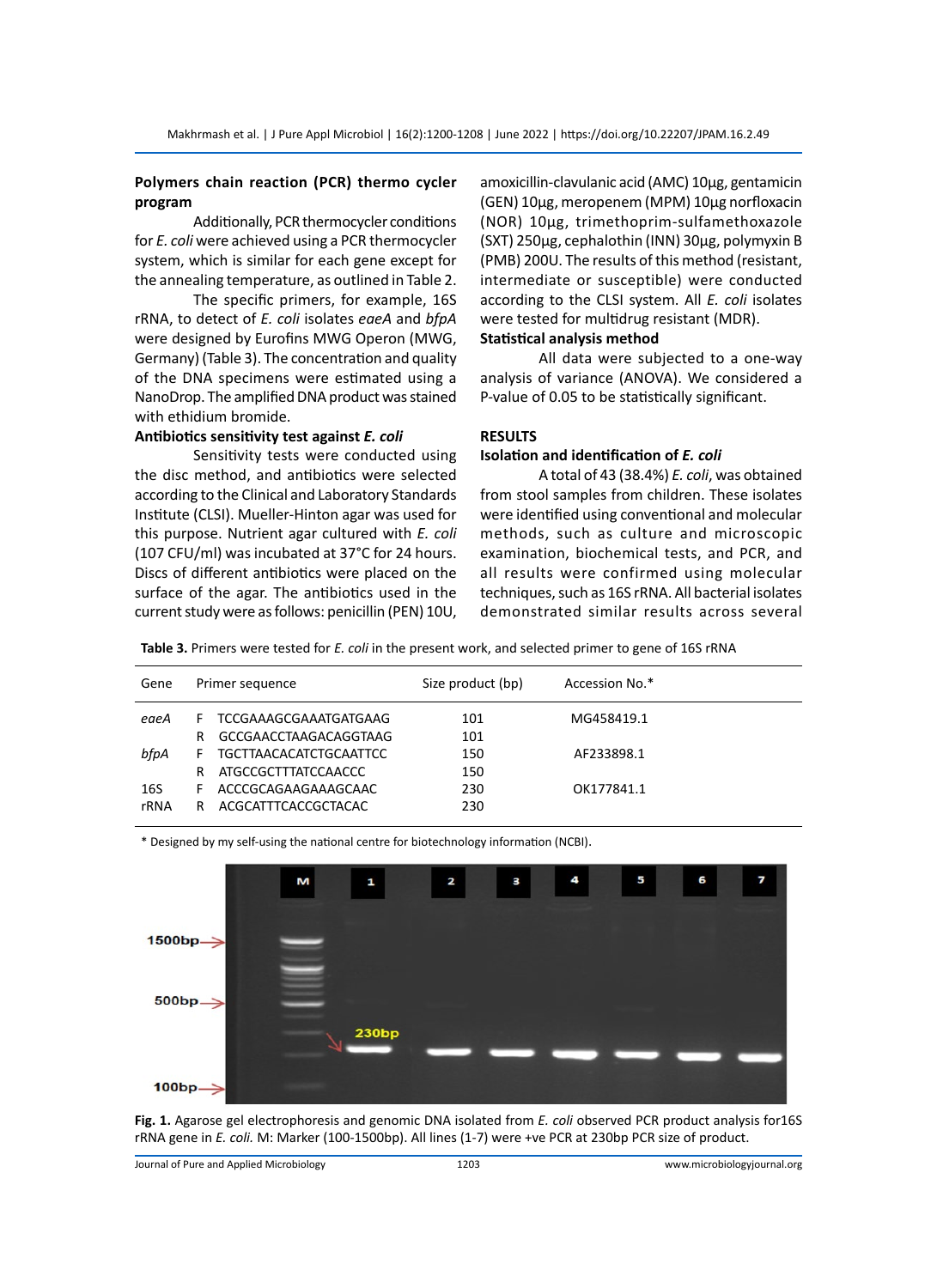### Polymers chain reaction (PCR) thermo cycler program

Additionally, PCR thermocycler conditions for *E. coli* were achieved using a PCR thermocycler system, which is similar for each gene except for the annealing temperature, as outlined in Table 2.

The specific primers, for example, 16S rRNA, to detect of *E. coli* isolates *eaeA* and *bfpA* were designed by Eurofins MWG Operon (MWG, Germany) (Table 3). The concentration and quality of the DNA specimens were estimated using a NanoDrop. The amplified DNA product was stained with ethidium bromide.

### Antibiotics sensitivity test against *E. coli*

Sensitivity tests were conducted using the disc method, and antibiotics were selected according to the Clinical and Laboratory Standards Institute (CLSI). Mueller-Hinton agar was used for this purpose. Nutrient agar cultured with *E. coli* (107 CFU/ml) was incubated at 37°C for 24 hours. Discs of different antibiotics were placed on the surface of the agar. The antibiotics used in the current study were as follows: penicillin (PEN) 10U, amoxicillin-clavulanic acid (AMC) 10µg, gentamicin (GEN) 10µg, meropenem (MPM) 10µg norfloxacin (NOR) 10µg, trimethoprim-sulfamethoxazole (SXT) 250µg, cephalothin (INN) 30µg, polymyxin B (PMB) 200U. The results of this method (resistant, intermediate or susceptible) were conducted according to the CLSI system. All *E. coli* isolates were tested for multidrug resistant (MDR).

### Statistical analysis method

All data were subjected to a one-way analysis of variance (ANOVA). We considered a P-value of 0.05 to be statistically significant.

## RESULTS

### Isolation and identification of *E. coli*

A total of 43 (38.4%) *E. coli*, was obtained from stool samples from children. These isolates were identified using conventional and molecular methods, such as culture and microscopic examination, biochemical tests, and PCR, and all results were confirmed using molecular techniques, such as 16S rRNA. All bacterial isolates demonstrated similar results across several

**Table 3.** Primers were tested for *E. coli* in the present work, and selected primer to gene of 16S rRNA

| Gene | Primer sequence | Size product (bp) | Accession No.* |
|---|---|---|---|
| *eaeA* | F TCCGAAAGCGAAATGATGAAG | 101 | MG458419.1 |
| | R GCCGAACCTAAGACAGGTAAG | 101 | |
| *bfpA* | F TGCTTAACACATCTGCAATTCC | 150 | AF233898.1 |
| | R ATGCCGCTTTATCCAACCC | 150 | |
| 16S | F ACCCGCAGAAGAAAGCAAC | 230 | OK177841.1 |
| rRNA | R ACGCATTTCACCGCTACAC | 230 | |

\* Designed by my self-using the national centre for biotechnology information (NCBI).

**Fig. 1.** Agarose gel electrophoresis and genomic DNA isolated from *E. coli* observed PCR product analysis for16S rRNA gene in *E. coli.* M: Marker (100-1500bp). All lines (1-7) were +ve PCR at 230bp PCR size of product.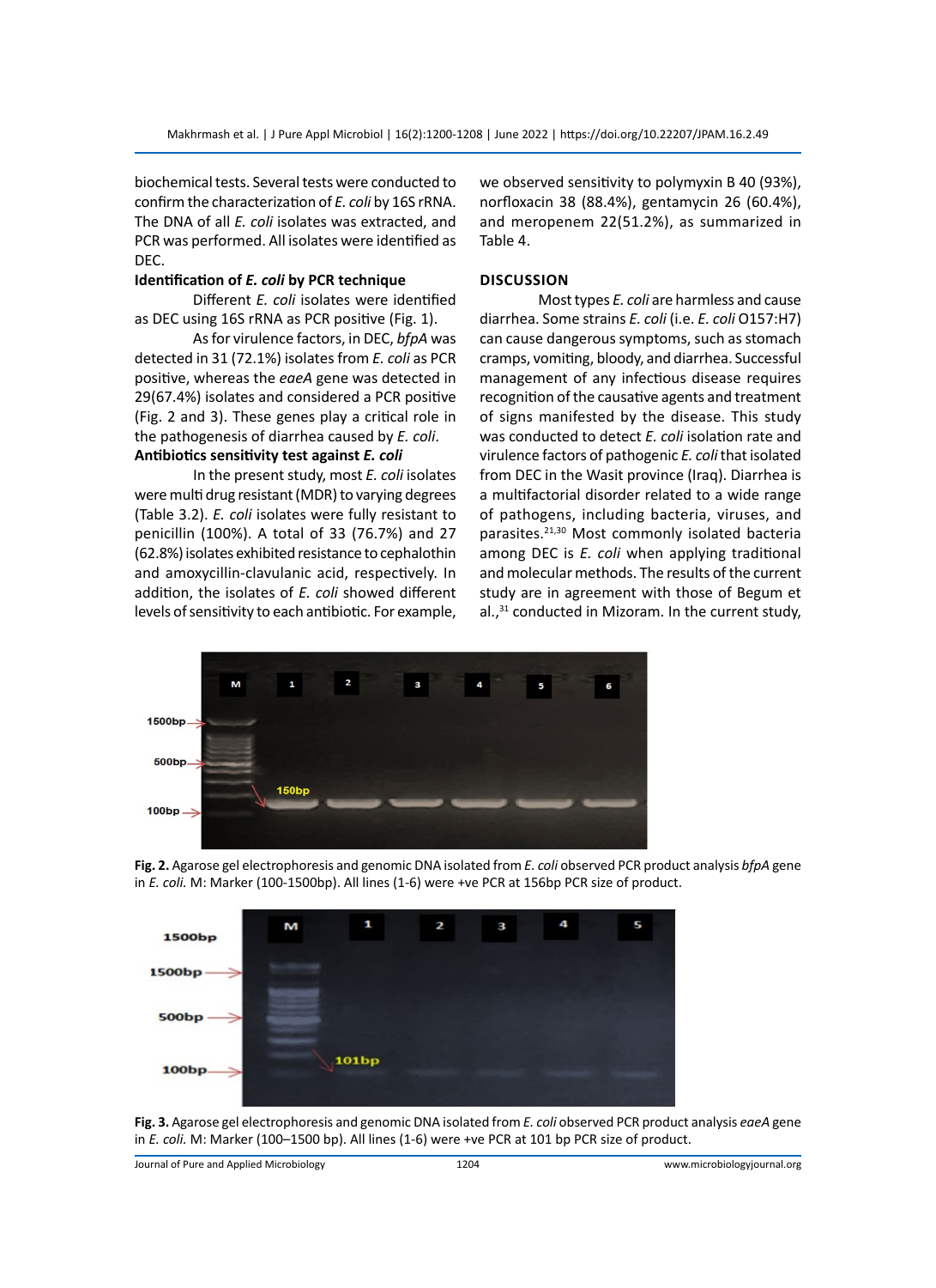biochemical tests. Several tests were conducted to confirm the characterization of *E. coli* by 16S rRNA. The DNA of all *E. coli* isolates was extracted, and PCR was performed. All isolates were identified as DEC.

**Identification of *E. coli* by PCR technique**

Different *E. coli* isolates were identified as DEC using 16S rRNA as PCR positive (Fig. 1).

As for virulence factors, in DEC, *bfpA* was detected in 31 (72.1%) isolates from *E. coli* as PCR positive, whereas the *eaeA* gene was detected in 29(67.4%) isolates and considered a PCR positive (Fig. 2 and 3). These genes play a critical role in the pathogenesis of diarrhea caused by *E. coli*.

**Antibiotics sensitivity test against *E. coli***

In the present study, most *E. coli* isolates were multi drug resistant (MDR) to varying degrees (Table 3.2). *E. coli* isolates were fully resistant to penicillin (100%). A total of 33 (76.7%) and 27 (62.8%) isolates exhibited resistance to cephalothin and amoxycillin-clavulanic acid, respectively. In addition, the isolates of *E. coli* showed different levels of sensitivity to each antibiotic. For example, we observed sensitivity to polymyxin B 40 (93%), norfloxacin 38 (88.4%), gentamycin 26 (60.4%), and meropenem 22(51.2%), as summarized in Table 4.

## DISCUSSION

Most types *E. coli* are harmless and cause diarrhea. Some strains *E. coli* (i.e. *E. coli* O157:H7) can cause dangerous symptoms, such as stomach cramps, vomiting, bloody, and diarrhea. Successful management of any infectious disease requires recognition of the causative agents and treatment of signs manifested by the disease. This study was conducted to detect *E. coli* isolation rate and virulence factors of pathogenic *E. coli* that isolated from DEC in the Wasit province (Iraq). Diarrhea is a multifactorial disorder related to a wide range of pathogens, including bacteria, viruses, and parasites.[21,30] Most commonly isolated bacteria among DEC is *E. coli* when applying traditional and molecular methods. The results of the current study are in agreement with those of Begum et al.,[31] conducted in Mizoram. In the current study,

**Fig. 2.** Agarose gel electrophoresis and genomic DNA isolated from *E. coli* observed PCR product analysis *bfpA* gene in *E. coli*. M: Marker (100-1500bp). All lines (1-6) were +ve PCR at 156bp PCR size of product.

**Fig. 3.** Agarose gel electrophoresis and genomic DNA isolated from *E. coli* observed PCR product analysis *eaeA* gene in *E. coli*. M: Marker (100–1500 bp). All lines (1-6) were +ve PCR at 101 bp PCR size of product.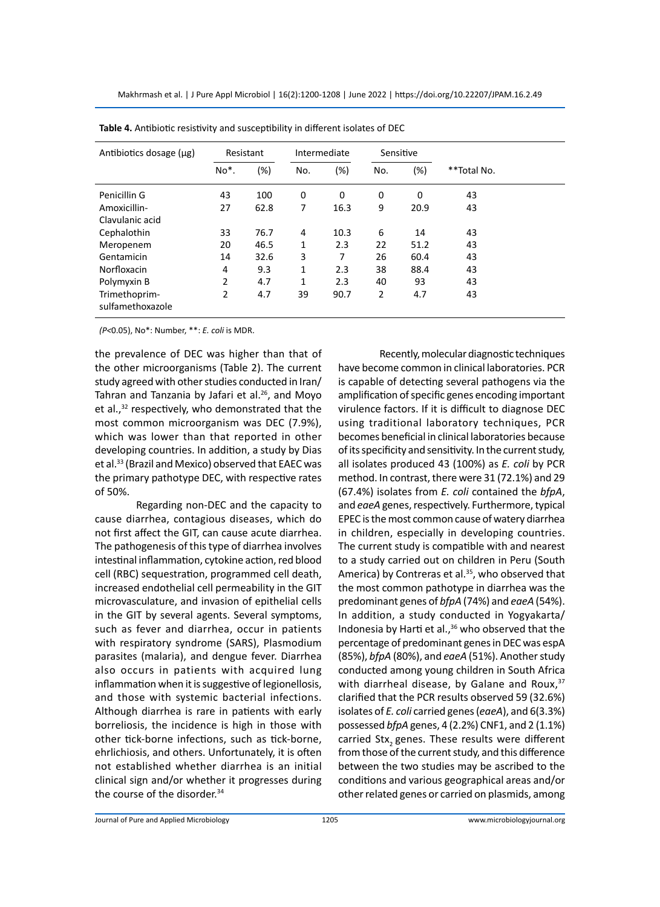**Table 4.** Antibiotic resistivity and susceptibility in different isolates of DEC

| Antibiotics dosage (μg) | Resistant | | Intermediate | | Sensitive | | **Total No. |
|---|---|---|---|---|---|---|---|
| | No*. | (%) | No. | (%) | No. | (%) | |
| Penicillin G | 43 | 100 | 0 | 0 | 0 | 0 | 43 |
| Amoxicillin-Clavulanic acid | 27 | 62.8 | 7 | 16.3 | 9 | 20.9 | 43 |
| Cephalothin | 33 | 76.7 | 4 | 10.3 | 6 | 14 | 43 |
| Meropenem | 20 | 46.5 | 1 | 2.3 | 22 | 51.2 | 43 |
| Gentamicin | 14 | 32.6 | 3 | 7 | 26 | 60.4 | 43 |
| Norfloxacin | 4 | 9.3 | 1 | 2.3 | 38 | 88.4 | 43 |
| Polymyxin B | 2 | 4.7 | 1 | 2.3 | 40 | 93 | 43 |
| Trimethoprim-sulfamethoxazole | 2 | 4.7 | 39 | 90.7 | 2 | 4.7 | 43 |

*($P$<0.05)*, No*: Number, **: *E. coli* is MDR.

the prevalence of DEC was higher than that of the other microorganisms (Table 2). The current study agreed with other studies conducted in Iran/ Tahran and Tanzania by Jafari et al.[26], and Moyo et al.,[32] respectively, who demonstrated that the most common microorganism was DEC (7.9%), which was lower than that reported in other developing countries. In addition, a study by Dias et al.[33] (Brazil and Mexico) observed that EAEC was the primary pathotype DEC, with respective rates of 50%.

Regarding non-DEC and the capacity to cause diarrhea, contagious diseases, which do not first affect the GIT, can cause acute diarrhea. The pathogenesis of this type of diarrhea involves intestinal inflammation, cytokine action, red blood cell (RBC) sequestration, programmed cell death, increased endothelial cell permeability in the GIT microvasculature, and invasion of epithelial cells in the GIT by several agents. Several symptoms, such as fever and diarrhea, occur in patients with respiratory syndrome (SARS), Plasmodium parasites (malaria), and dengue fever. Diarrhea also occurs in patients with acquired lung inflammation when it is suggestive of legionellosis, and those with systemic bacterial infections. Although diarrhea is rare in patients with early borreliosis, the incidence is high in those with other tick-borne infections, such as tick-borne, ehrlichiosis, and others. Unfortunately, it is often not established whether diarrhea is an initial clinical sign and/or whether it progresses during the course of the disorder.[34]

Recently, molecular diagnostic techniques have become common in clinical laboratories. PCR is capable of detecting several pathogens via the amplification of specific genes encoding important virulence factors. If it is difficult to diagnose DEC using traditional laboratory techniques, PCR becomes beneficial in clinical laboratories because of its specificity and sensitivity. In the current study, all isolates produced 43 (100%) as *E. coli* by PCR method. In contrast, there were 31 (72.1%) and 29 (67.4%) isolates from *E. coli* contained the *bfpA*, and *eaeA* genes, respectively. Furthermore, typical EPEC is the most common cause of watery diarrhea in children, especially in developing countries. The current study is compatible with and nearest to a study carried out on children in Peru (South America) by Contreras et al.[35], who observed that the most common pathotype in diarrhea was the predominant genes of *bfpA* (74%) and *eaeA* (54%). In addition, a study conducted in Yogyakarta/ Indonesia by Harti et al.,[36] who observed that the percentage of predominant genes in DEC was espA (85%), *bfpA* (80%), and *eaeA* (51%). Another study conducted among young children in South Africa with diarrheal disease, by Galane and Roux,[37] clarified that the PCR results observed 59 (32.6%) isolates of *E. coli* carried genes (*eaeA*), and 6(3.3%) possessed *bfpA* genes, 4 (2.2%) CNF1, and 2 (1.1%) carried $Stx_2$ genes. These results were different from those of the current study, and this difference between the two studies may be ascribed to the conditions and various geographical areas and/or other related genes or carried on plasmids, among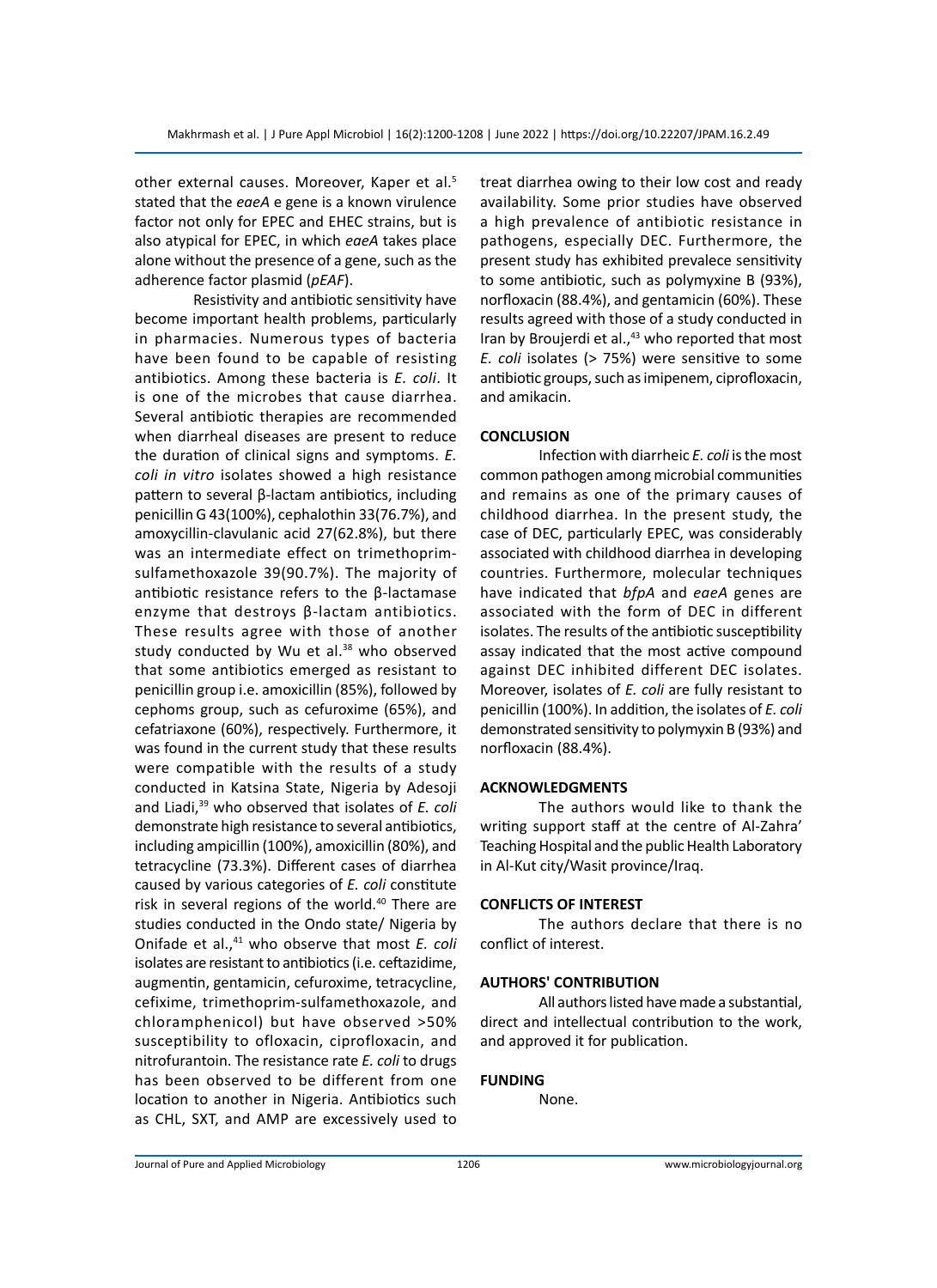other external causes. Moreover, Kaper et al.[5] stated that the *eaeA* e gene is a known virulence factor not only for EPEC and EHEC strains, but is also atypical for EPEC, in which *eaeA* takes place alone without the presence of a gene, such as the adherence factor plasmid (*pEAF*).

Resistivity and antibiotic sensitivity have become important health problems, particularly in pharmacies. Numerous types of bacteria have been found to be capable of resisting antibiotics. Among these bacteria is *E. coli*. It is one of the microbes that cause diarrhea. Several antibiotic therapies are recommended when diarrheal diseases are present to reduce the duration of clinical signs and symptoms. *E. coli in vitro* isolates showed a high resistance pattern to several β-lactam antibiotics, including penicillin G 43(100%), cephalothin 33(76.7%), and amoxycillin-clavulanic acid 27(62.8%), but there was an intermediate effect on trimethoprim-sulfamethoxazole 39(90.7%). The majority of antibiotic resistance refers to the β-lactamase enzyme that destroys β-lactam antibiotics. These results agree with those of another study conducted by Wu et al.[38] who observed that some antibiotics emerged as resistant to penicillin group i.e. amoxicillin (85%), followed by cephoms group, such as cefuroxime (65%), and cefatriaxone (60%), respectively. Furthermore, it was found in the current study that these results were compatible with the results of a study conducted in Katsina State, Nigeria by Adesoji and Liadi,[39] who observed that isolates of *E. coli* demonstrate high resistance to several antibiotics, including ampicillin (100%), amoxicillin (80%), and tetracycline (73.3%). Different cases of diarrhea caused by various categories of *E. coli* constitute risk in several regions of the world.[40] There are studies conducted in the Ondo state/ Nigeria by Onifade et al.,[41] who observe that most *E. coli* isolates are resistant to antibiotics (i.e. ceftazidime, augmentin, gentamicin, cefuroxime, tetracycline, cefixime, trimethoprim-sulfamethoxazole, and chloramphenicol) but have observed >50% susceptibility to ofloxacin, ciprofloxacin, and nitrofurantoin. The resistance rate *E. coli* to drugs has been observed to be different from one location to another in Nigeria. Antibiotics such as CHL, SXT, and AMP are excessively used to treat diarrhea owing to their low cost and ready availability. Some prior studies have observed a high prevalence of antibiotic resistance in pathogens, especially DEC. Furthermore, the present study has exhibited prevalece sensitivity to some antibiotic, such as polymyxine B (93%), norfloxacin (88.4%), and gentamicin (60%). These results agreed with those of a study conducted in Iran by Broujerdi et al.,[43] who reported that most *E. coli* isolates (> 75%) were sensitive to some antibiotic groups, such as imipenem, ciprofloxacin, and amikacin.

## CONCLUSION

Infection with diarrheic *E. coli* is the most common pathogen among microbial communities and remains as one of the primary causes of childhood diarrhea. In the present study, the case of DEC, particularly EPEC, was considerably associated with childhood diarrhea in developing countries. Furthermore, molecular techniques have indicated that *bfpA* and *eaeA* genes are associated with the form of DEC in different isolates. The results of the antibiotic susceptibility assay indicated that the most active compound against DEC inhibited different DEC isolates. Moreover, isolates of *E. coli* are fully resistant to penicillin (100%). In addition, the isolates of *E. coli* demonstrated sensitivity to polymyxin B (93%) and norfloxacin (88.4%).

## ACKNOWLEDGMENTS

The authors would like to thank the writing support staff at the centre of Al-Zahra' Teaching Hospital and the public Health Laboratory in Al-Kut city/Wasit province/Iraq.

## CONFLICTS OF INTEREST

The authors declare that there is no conflict of interest.

## AUTHORS' CONTRIBUTION

All authors listed have made a substantial, direct and intellectual contribution to the work, and approved it for publication.

## FUNDING

None.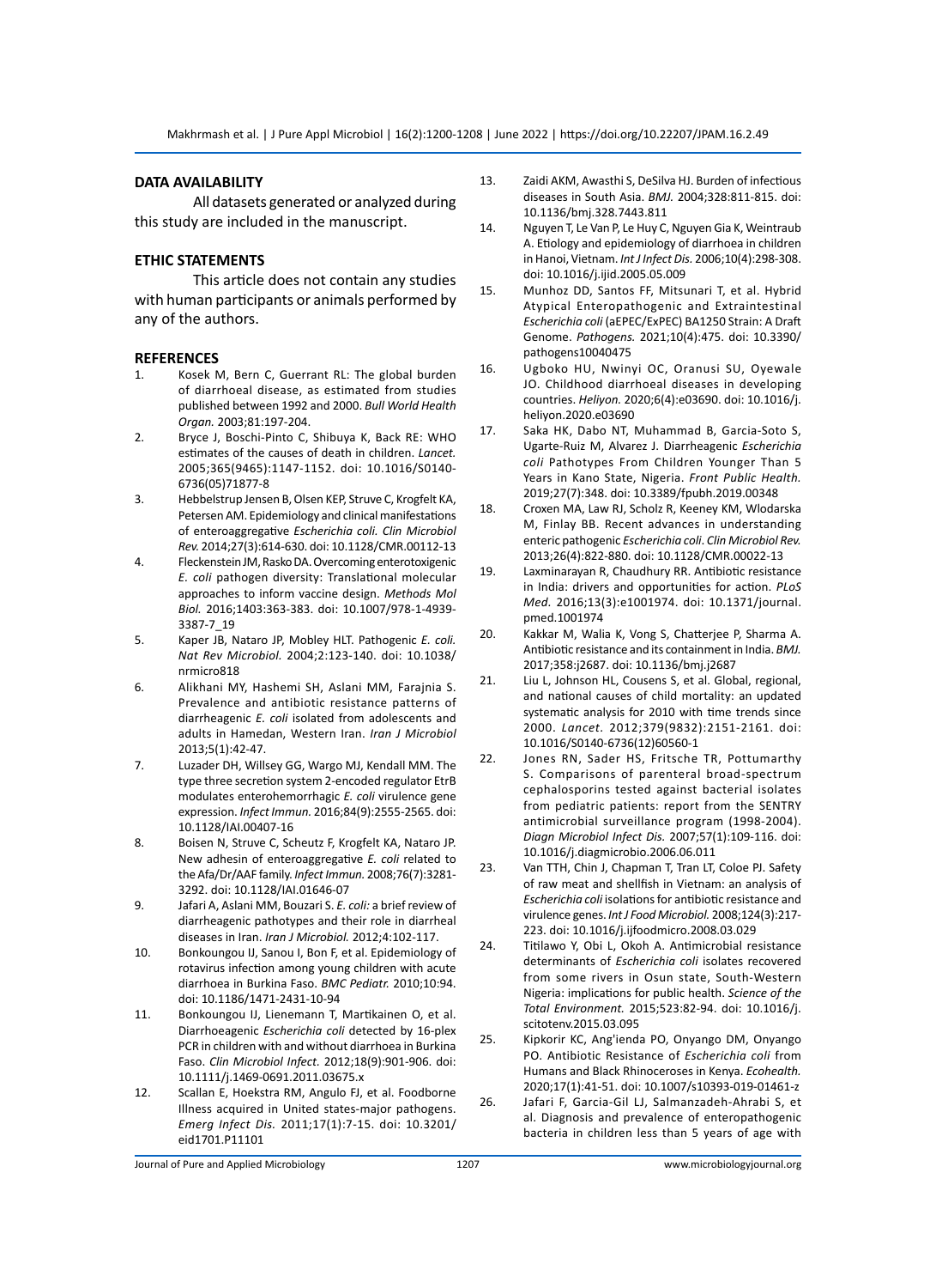## DATA AVAILABILITY

All datasets generated or analyzed during this study are included in the manuscript.

## ETHIC STATEMENTS

This article does not contain any studies with human participants or animals performed by any of the authors.

## REFERENCES

1. Kosek M, Bern C, Guerrant RL: The global burden of diarrhoeal disease, as estimated from studies published between 1992 and 2000. *Bull World Health Organ.* 2003;81:197-204.
2. Bryce J, Boschi-Pinto C, Shibuya K, Back RE: WHO estimates of the causes of death in children. *Lancet.* 2005;365(9465):1147-1152. doi: 10.1016/S0140-6736(05)71877-8
3. Hebbelstrup Jensen B, Olsen KEP, Struve C, Krogfelt KA, Petersen AM. Epidemiology and clinical manifestations of enteroaggregative *Escherichia coli. Clin Microbiol Rev.* 2014;27(3):614-630. doi: 10.1128/CMR.00112-13
4. Fleckenstein JM, Rasko DA. Overcoming enterotoxigenic *E. coli* pathogen diversity: Translational molecular approaches to inform vaccine design. *Methods Mol Biol.* 2016;1403:363-383. doi: 10.1007/978-1-4939-3387-7_19
5. Kaper JB, Nataro JP, Mobley HLT. Pathogenic *E. coli. Nat Rev Microbiol.* 2004;2:123-140. doi: 10.1038/nrmicro818
6. Alikhani MY, Hashemi SH, Aslani MM, Farajnia S. Prevalence and antibiotic resistance patterns of diarrheagenic *E. coli* isolated from adolescents and adults in Hamedan, Western Iran. *Iran J Microbiol* 2013;5(1):42-47.
7. Luzader DH, Willsey GG, Wargo MJ, Kendall MM. The type three secretion system 2-encoded regulator EtrB modulates enterohemorrhagic *E. coli* virulence gene expression. *Infect Immun.* 2016;84(9):2555-2565. doi: 10.1128/IAI.00407-16
8. Boisen N, Struve C, Scheutz F, Krogfelt KA, Nataro JP. New adhesin of enteroaggregative *E. coli* related to the Afa/Dr/AAF family. *Infect Immun.* 2008;76(7):3281-3292. doi: 10.1128/IAI.01646-07
9. Jafari A, Aslani MM, Bouzari S. *E. coli:* a brief review of diarrheagenic pathotypes and their role in diarrheal diseases in Iran. *Iran J Microbiol.* 2012;4:102-117.
10. Bonkoungou IJ, Sanou I, Bon F, et al. Epidemiology of rotavirus infection among young children with acute diarrhoea in Burkina Faso. *BMC Pediatr.* 2010;10:94. doi: 10.1186/1471-2431-10-94
11. Bonkoungou IJ, Lienemann T, Martikainen O, et al. Diarrhoeagenic *Escherichia coli* detected by 16-plex PCR in children with and without diarrhoea in Burkina Faso. *Clin Microbiol Infect.* 2012;18(9):901-906. doi: 10.1111/j.1469-0691.2011.03675.x
12. Scallan E, Hoekstra RM, Angulo FJ, et al. Foodborne Illness acquired in United states-major pathogens. *Emerg Infect Dis.* 2011;17(1):7-15. doi: 10.3201/eid1701.P11101
13. Zaidi AKM, Awasthi S, DeSilva HJ. Burden of infectious diseases in South Asia. *BMJ.* 2004;328:811-815. doi: 10.1136/bmj.328.7443.811
14. Nguyen T, Le Van P, Le Huy C, Nguyen Gia K, Weintraub A. Etiology and epidemiology of diarrhoea in children in Hanoi, Vietnam. *Int J Infect Dis.* 2006;10(4):298-308. doi: 10.1016/j.ijid.2005.05.009
15. Munhoz DD, Santos FF, Mitsunari T, et al. Hybrid Atypical Enteropathogenic and Extraintestinal *Escherichia coli* (aEPEC/ExPEC) BA1250 Strain: A Draft Genome. *Pathogens.* 2021;10(4):475. doi: 10.3390/pathogens10040475
16. Ugboko HU, Nwinyi OC, Oranusi SU, Oyewale JO. Childhood diarrhoeal diseases in developing countries. *Heliyon.* 2020;6(4):e03690. doi: 10.1016/j.heliyon.2020.e03690
17. Saka HK, Dabo NT, Muhammad B, Garcia-Soto S, Ugarte-Ruiz M, Alvarez J. Diarrheagenic *Escherichia coli* Pathotypes From Children Younger Than 5 Years in Kano State, Nigeria. *Front Public Health.* 2019;27(7):348. doi: 10.3389/fpubh.2019.00348
18. Croxen MA, Law RJ, Scholz R, Keeney KM, Wlodarska M, Finlay BB. Recent advances in understanding enteric pathogenic *Escherichia coli*. *Clin Microbiol Rev.* 2013;26(4):822-880. doi: 10.1128/CMR.00022-13
19. Laxminarayan R, Chaudhury RR. Antibiotic resistance in India: drivers and opportunities for action. *PLoS Med.* 2016;13(3):e1001974. doi: 10.1371/journal.pmed.1001974
20. Kakkar M, Walia K, Vong S, Chatterjee P, Sharma A. Antibiotic resistance and its containment in India. *BMJ.* 2017;358:j2687. doi: 10.1136/bmj.j2687
21. Liu L, Johnson HL, Cousens S, et al. Global, regional, and national causes of child mortality: an updated systematic analysis for 2010 with time trends since 2000. *Lancet.* 2012;379(9832):2151-2161. doi: 10.1016/S0140-6736(12)60560-1
22. Jones RN, Sader HS, Fritsche TR, Pottumarthy S. Comparisons of parenteral broad-spectrum cephalosporins tested against bacterial isolates from pediatric patients: report from the SENTRY antimicrobial surveillance program (1998-2004). *Diagn Microbiol Infect Dis.* 2007;57(1):109-116. doi: 10.1016/j.diagmicrobio.2006.06.011
23. Van TTH, Chin J, Chapman T, Tran LT, Coloe PJ. Safety of raw meat and shellfish in Vietnam: an analysis of *Escherichia coli* isolations for antibiotic resistance and virulence genes. *Int J Food Microbiol.* 2008;124(3):217-223. doi: 10.1016/j.ijfoodmicro.2008.03.029
24. Titilawo Y, Obi L, Okoh A. Antimicrobial resistance determinants of *Escherichia coli* isolates recovered from some rivers in Osun state, South-Western Nigeria: implications for public health. *Science of the Total Environment.* 2015;523:82-94. doi: 10.1016/j.scitotenv.2015.03.095
25. Kipkorir KC, Ang'ienda PO, Onyango DM, Onyango PO. Antibiotic Resistance of *Escherichia coli* from Humans and Black Rhinoceroses in Kenya. *Ecohealth.* 2020;17(1):41-51. doi: 10.1007/s10393-019-01461-z
26. Jafari F, Garcia-Gil LJ, Salmanzadeh-Ahrabi S, et al. Diagnosis and prevalence of enteropathogenic bacteria in children less than 5 years of age with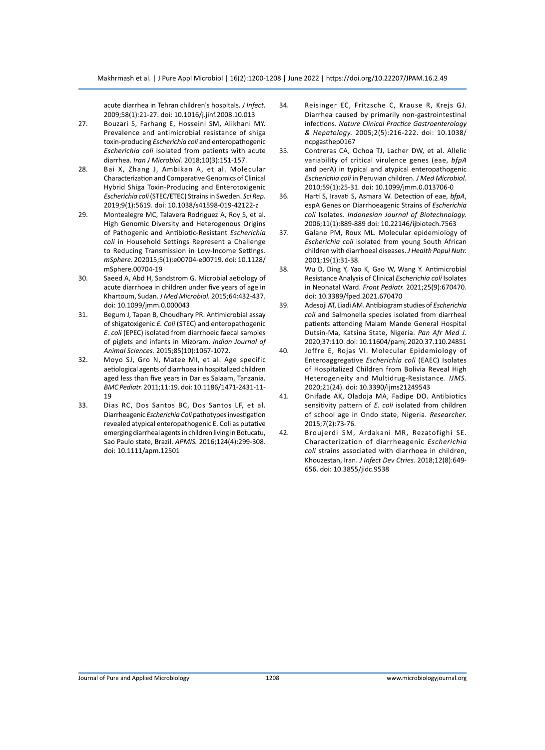acute diarrhea in Tehran children's hospitals. *J Infect.* 2009;58(1):21-27. doi: 10.1016/j.jinf.2008.10.013

27. Bouzari S, Farhang E, Hosseini SM, Alikhani MY. Prevalence and antimicrobial resistance of shiga toxin-producing *Escherichia coli* and enteropathogenic *Escherichia coli* isolated from patients with acute diarrhea. *Iran J Microbiol.* 2018;10(3):151-157.
28. Bai X, Zhang J, Ambikan A, et al. Molecular Characterization and Comparative Genomics of Clinical Hybrid Shiga Toxin-Producing and Enterotoxigenic *Escherichia coli* (STEC/ETEC) Strains in Sweden. *Sci Rep.* 2019;9(1):5619. doi: 10.1038/s41598-019-42122-z
29. Montealegre MC, Talavera Rodriguez A, Roy S, et al. High Genomic Diversity and Heterogenous Origins of Pathogenic and Antibiotic-Resistant *Escherichia coli* in Household Settings Represent a Challenge to Reducing Transmission in Low-Income Settings. *mSphere.* 202015;5(1):e00704-e00719. doi: 10.1128/mSphere.00704-19
30. Saeed A, Abd H, Sandstrom G. Microbial aetiology of acute diarrhoea in children under five years of age in Khartoum, Sudan. *J Med Microbiol.* 2015;64:432-437. doi: 10.1099/jmm.0.000043
31. Begum J, Tapan B, Choudhary PR. Antimicrobial assay of shigatoxigenic *E. Coli* (STEC) and enteropathogenic *E. coli* (EPEC) isolated from diarrhoeic faecal samples of piglets and infants in Mizoram. *Indian Journal of Animal Sciences.* 2015;85(10):1067-1072.
32. Moyo SJ, Gro N, Matee MI, et al. Age specific aetiological agents of diarrhoea in hospitalized children aged less than five years in Dar es Salaam, Tanzania. *BMC Pediatr.* 2011;11:19. doi: 10.1186/1471-2431-11-19
33. Dias RC, Dos Santos BC, Dos Santos LF, et al. Diarrheagenic *Escherichia Coli* pathotypes investigation revealed atypical enteropathogenic E. Coli as putative emerging diarrheal agents in children living in Botucatu, Sao Paulo state, Brazil. *APMIS.* 2016;124(4):299-308. doi: 10.1111/apm.12501
34. Reisinger EC, Fritzsche C, Krause R, Krejs GJ. Diarrhea caused by primarily non-gastrointestinal infections. *Nature Clinical Practice Gastroenterology & Hepatology.* 2005;2(5):216-222. doi: 10.1038/ncpgasthep0167
35. Contreras CA, Ochoa TJ, Lacher DW, et al. Allelic variability of critical virulence genes (eae, *bfpA* and perA) in typical and atypical enteropathogenic *Escherichia coli* in Peruvian children. *J Med Microbiol.* 2010;59(1):25-31. doi: 10.1099/jmm.0.013706-0
36. Harti S, Iravati S, Asmara W. Detection of eae, *bfpA*, espA Genes on Diarrhoeagenic Strains of *Escherichia coli* Isolates. *Indonesian Journal of Biotechnology.* 2006;11(1):889-889 doi: 10.22146/ijbiotech.7563
37. Galane PM, Roux ML. Molecular epidemiology of *Escherichia coli* isolated from young South African children with diarrhoeal diseases. *J Health Popul Nutr.* 2001;19(1):31-38.
38. Wu D, Ding Y, Yao K, Gao W, Wang Y. Antimicrobial Resistance Analysis of Clinical *Escherichia coli* Isolates in Neonatal Ward. *Front Pediatr.* 2021;25(9):670470. doi: 10.3389/fped.2021.670470
39. Adesoji AT, Liadi AM. Antibiogram studies of *Escherichia coli* and Salmonella species isolated from diarrheal patients attending Malam Mande General Hospital Dutsin-Ma, Katsina State, Nigeria. *Pan Afr Med J.* 2020;37:110. doi: 10.11604/pamj.2020.37.110.24851
40. Joffre E, Rojas VI. Molecular Epidemiology of Enteroaggregative *Escherichia coli* (EAEC) Isolates of Hospitalized Children from Bolivia Reveal High Heterogeneity and Multidrug-Resistance. *IJMS.* 2020;21(24). doi: 10.3390/ijms21249543
41. Onifade AK, Oladoja MA, Fadipe DO. Antibiotics sensitivity pattern of *E. coli* isolated from children of school age in Ondo state, Nigeria. *Researcher.* 2015;7(2):73-76.
42. Broujerdi SM, Ardakani MR, Rezatofighi SE. Characterization of diarrheagenic *Escherichia coli* strains associated with diarrhoea in children, Khouzestan, Iran. *J Infect Dev Ctries.* 2018;12(8):649-656. doi: 10.3855/jidc.9538